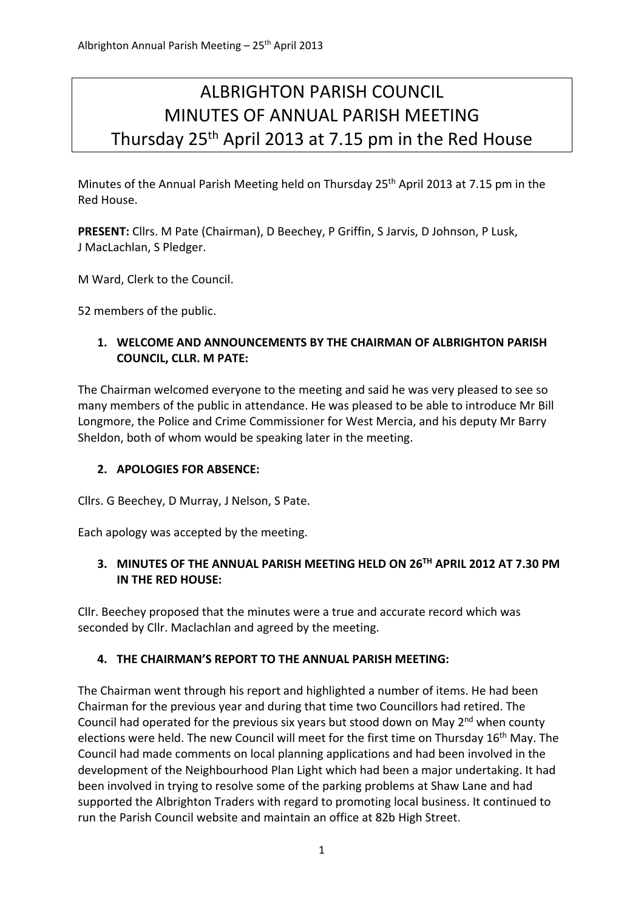# ALBRIGHTON PARISH COUNCIL
# MINUTES OF ANNUAL PARISH MEETING
# Thursday 25th April 2013 at 7.15 pm in the Red House

Minutes of the Annual Parish Meeting held on Thursday 25th April 2013 at 7.15 pm in the Red House.

**PRESENT:** Cllrs. M Pate (Chairman), D Beechey, P Griffin, S Jarvis, D Johnson, P Lusk, J MacLachlan, S Pledger.

M Ward, Clerk to the Council.

52 members of the public.

1. **WELCOME AND ANNOUNCEMENTS BY THE CHAIRMAN OF ALBRIGHTON PARISH COUNCIL, CLLR. M PATE:**

The Chairman welcomed everyone to the meeting and said he was very pleased to see so many members of the public in attendance. He was pleased to be able to introduce Mr Bill Longmore, the Police and Crime Commissioner for West Mercia, and his deputy Mr Barry Sheldon, both of whom would be speaking later in the meeting.

2. **APOLOGIES FOR ABSENCE:**

Cllrs. G Beechey, D Murray, J Nelson, S Pate.

Each apology was accepted by the meeting.

3. **MINUTES OF THE ANNUAL PARISH MEETING HELD ON 26TH APRIL 2012 AT 7.30 PM IN THE RED HOUSE:**

Cllr. Beechey proposed that the minutes were a true and accurate record which was seconded by Cllr. Maclachlan and agreed by the meeting.

4. **THE CHAIRMAN'S REPORT TO THE ANNUAL PARISH MEETING:**

The Chairman went through his report and highlighted a number of items. He had been Chairman for the previous year and during that time two Councillors had retired. The Council had operated for the previous six years but stood down on May 2nd when county elections were held. The new Council will meet for the first time on Thursday 16th May. The Council had made comments on local planning applications and had been involved in the development of the Neighbourhood Plan Light which had been a major undertaking. It had been involved in trying to resolve some of the parking problems at Shaw Lane and had supported the Albrighton Traders with regard to promoting local business. It continued to run the Parish Council website and maintain an office at 82b High Street.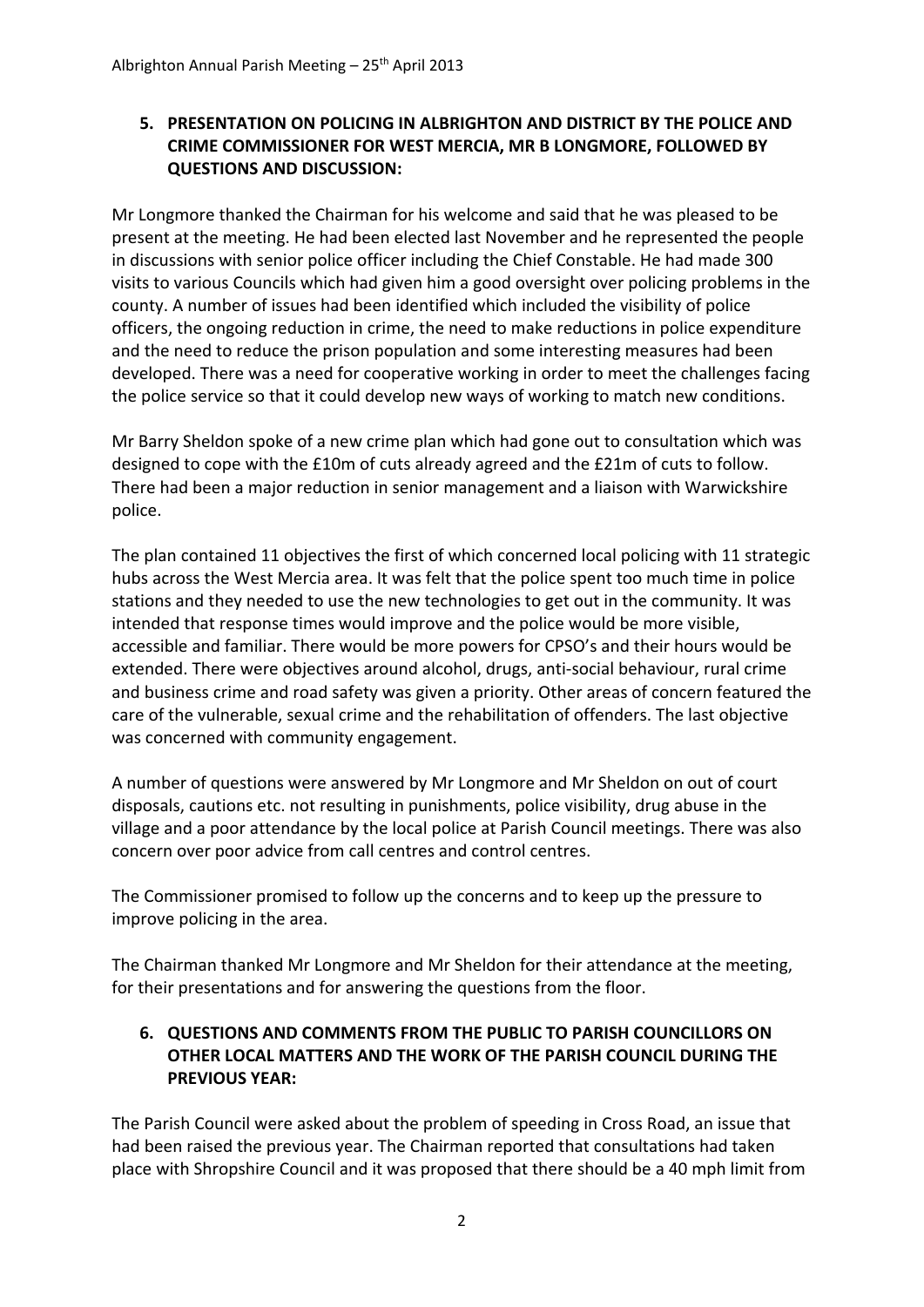## 5. PRESENTATION ON POLICING IN ALBRIGHTON AND DISTRICT BY THE POLICE AND CRIME COMMISSIONER FOR WEST MERCIA, MR B LONGMORE, FOLLOWED BY QUESTIONS AND DISCUSSION:

Mr Longmore thanked the Chairman for his welcome and said that he was pleased to be present at the meeting. He had been elected last November and he represented the people in discussions with senior police officer including the Chief Constable. He had made 300 visits to various Councils which had given him a good oversight over policing problems in the county. A number of issues had been identified which included the visibility of police officers, the ongoing reduction in crime, the need to make reductions in police expenditure and the need to reduce the prison population and some interesting measures had been developed. There was a need for cooperative working in order to meet the challenges facing the police service so that it could develop new ways of working to match new conditions.

Mr Barry Sheldon spoke of a new crime plan which had gone out to consultation which was designed to cope with the £10m of cuts already agreed and the £21m of cuts to follow. There had been a major reduction in senior management and a liaison with Warwickshire police.

The plan contained 11 objectives the first of which concerned local policing with 11 strategic hubs across the West Mercia area. It was felt that the police spent too much time in police stations and they needed to use the new technologies to get out in the community. It was intended that response times would improve and the police would be more visible, accessible and familiar. There would be more powers for CPSO's and their hours would be extended. There were objectives around alcohol, drugs, anti-social behaviour, rural crime and business crime and road safety was given a priority. Other areas of concern featured the care of the vulnerable, sexual crime and the rehabilitation of offenders. The last objective was concerned with community engagement.

A number of questions were answered by Mr Longmore and Mr Sheldon on out of court disposals, cautions etc. not resulting in punishments, police visibility, drug abuse in the village and a poor attendance by the local police at Parish Council meetings. There was also concern over poor advice from call centres and control centres.

The Commissioner promised to follow up the concerns and to keep up the pressure to improve policing in the area.

The Chairman thanked Mr Longmore and Mr Sheldon for their attendance at the meeting, for their presentations and for answering the questions from the floor.

## 6. QUESTIONS AND COMMENTS FROM THE PUBLIC TO PARISH COUNCILLORS ON OTHER LOCAL MATTERS AND THE WORK OF THE PARISH COUNCIL DURING THE PREVIOUS YEAR:

The Parish Council were asked about the problem of speeding in Cross Road, an issue that had been raised the previous year. The Chairman reported that consultations had taken place with Shropshire Council and it was proposed that there should be a 40 mph limit from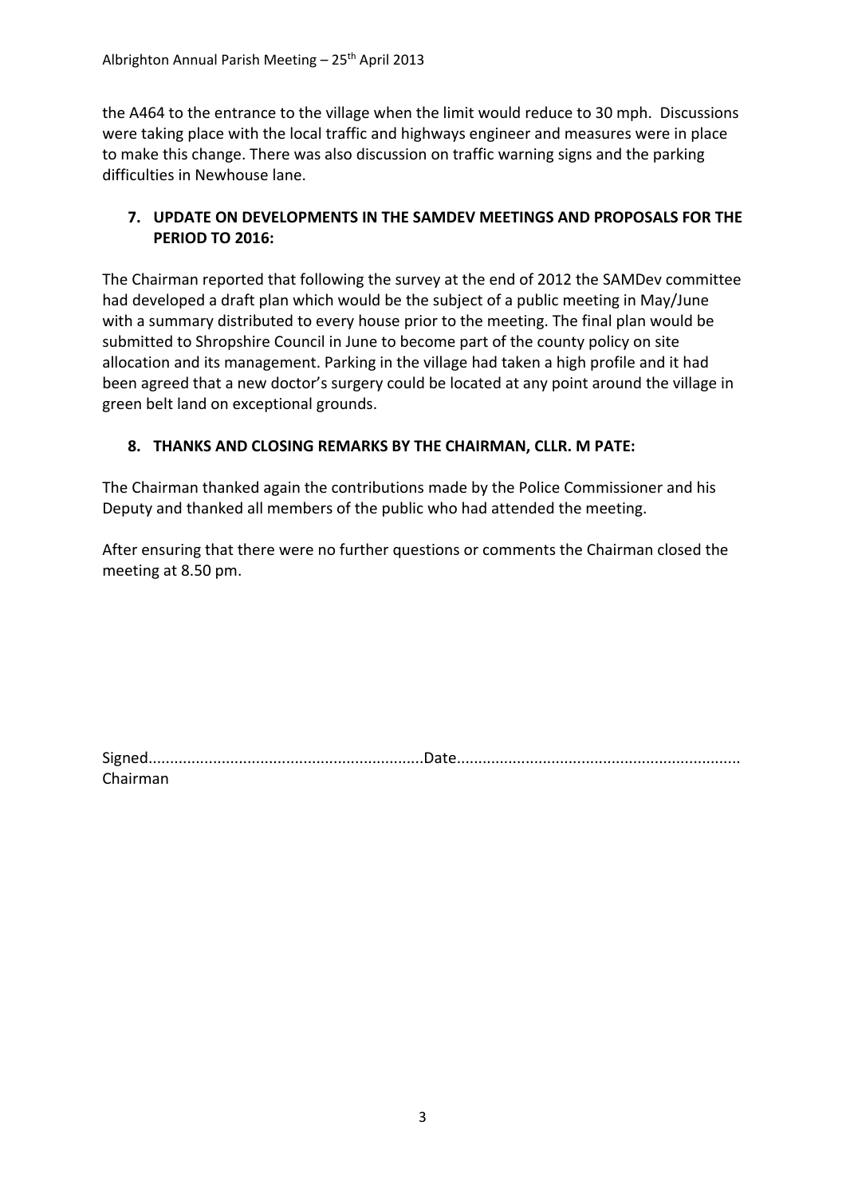the A464 to the entrance to the village when the limit would reduce to 30 mph. Discussions were taking place with the local traffic and highways engineer and measures were in place to make this change. There was also discussion on traffic warning signs and the parking difficulties in Newhouse lane.

**7. UPDATE ON DEVELOPMENTS IN THE SAMDEV MEETINGS AND PROPOSALS FOR THE PERIOD TO 2016:**

The Chairman reported that following the survey at the end of 2012 the SAMDev committee had developed a draft plan which would be the subject of a public meeting in May/June with a summary distributed to every house prior to the meeting. The final plan would be submitted to Shropshire Council in June to become part of the county policy on site allocation and its management. Parking in the village had taken a high profile and it had been agreed that a new doctor's surgery could be located at any point around the village in green belt land on exceptional grounds.

**8. THANKS AND CLOSING REMARKS BY THE CHAIRMAN, CLLR. M PATE:**

The Chairman thanked again the contributions made by the Police Commissioner and his Deputy and thanked all members of the public who had attended the meeting.

After ensuring that there were no further questions or comments the Chairman closed the meeting at 8.50 pm.

Signed..............................................................Date.................................................................
Chairman